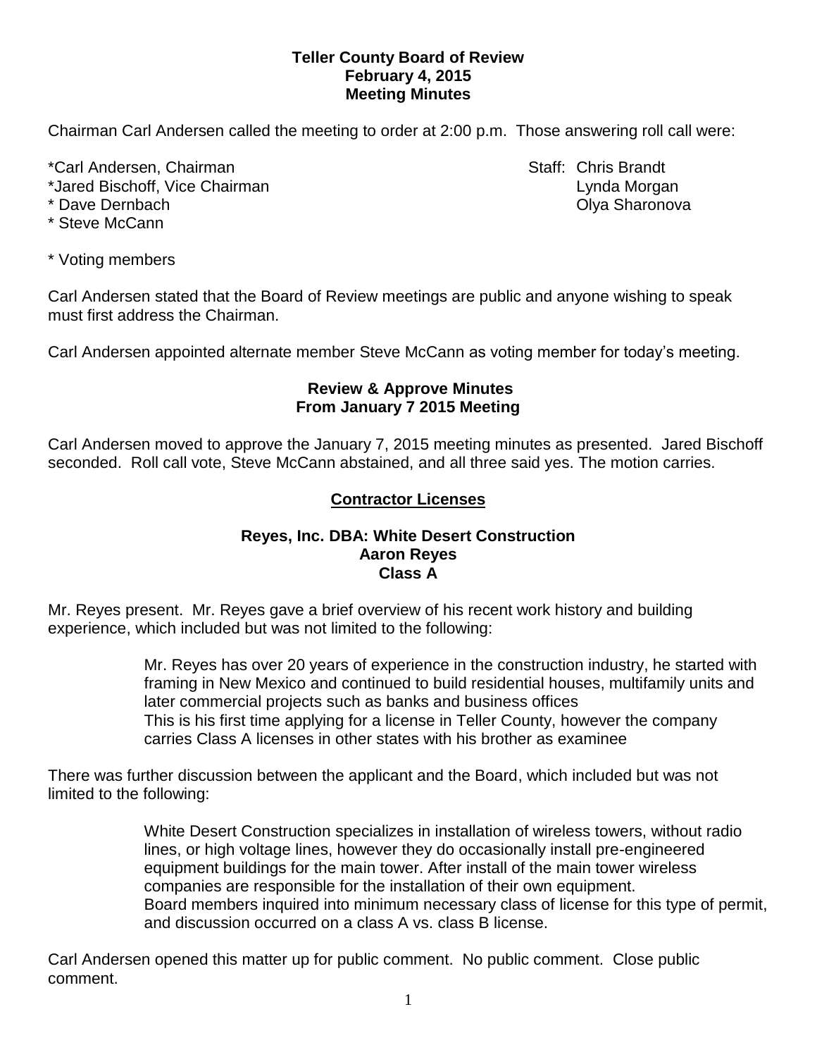**Teller County Board of Review**
**February 4, 2015**
**Meeting Minutes**

Chairman Carl Andersen called the meeting to order at 2:00 p.m. Those answering roll call were:

*Carl Andersen, Chairman
*Jared Bischoff, Vice Chairman
* Dave Dernbach
* Steve McCann

Staff: Chris Brandt
Lynda Morgan
Olya Sharonova

* Voting members

Carl Andersen stated that the Board of Review meetings are public and anyone wishing to speak must first address the Chairman.

Carl Andersen appointed alternate member Steve McCann as voting member for today's meeting.

**Review & Approve Minutes**
**From January 7 2015 Meeting**

Carl Andersen moved to approve the January 7, 2015 meeting minutes as presented. Jared Bischoff seconded. Roll call vote, Steve McCann abstained, and all three said yes. The motion carries.

**Contractor Licenses**

**Reyes, Inc. DBA: White Desert Construction**
**Aaron Reyes**
**Class A**

Mr. Reyes present. Mr. Reyes gave a brief overview of his recent work history and building experience, which included but was not limited to the following:

> Mr. Reyes has over 20 years of experience in the construction industry, he started with framing in New Mexico and continued to build residential houses, multifamily units and later commercial projects such as banks and business offices
> This is his first time applying for a license in Teller County, however the company carries Class A licenses in other states with his brother as examinee

There was further discussion between the applicant and the Board, which included but was not limited to the following:

> White Desert Construction specializes in installation of wireless towers, without radio lines, or high voltage lines, however they do occasionally install pre-engineered equipment buildings for the main tower. After install of the main tower wireless companies are responsible for the installation of their own equipment.
> Board members inquired into minimum necessary class of license for this type of permit, and discussion occurred on a class A vs. class B license.

Carl Andersen opened this matter up for public comment. No public comment. Close public comment.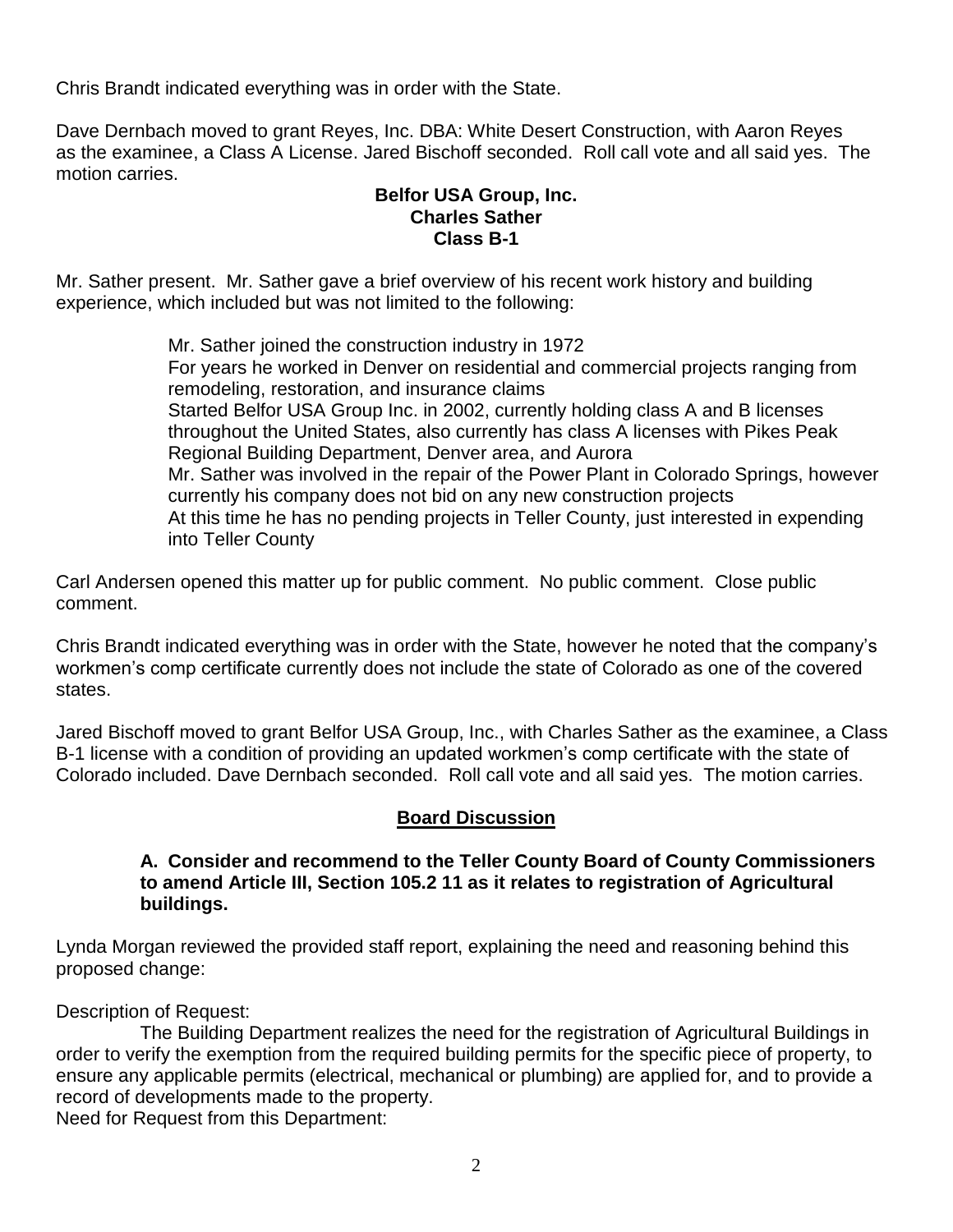Chris Brandt indicated everything was in order with the State.

Dave Dernbach moved to grant Reyes, Inc. DBA: White Desert Construction, with Aaron Reyes as the examinee, a Class A License. Jared Bischoff seconded. Roll call vote and all said yes. The motion carries.

**Belfor USA Group, Inc.**
**Charles Sather**
**Class B-1**

Mr. Sather present. Mr. Sather gave a brief overview of his recent work history and building experience, which included but was not limited to the following:

> Mr. Sather joined the construction industry in 1972
> For years he worked in Denver on residential and commercial projects ranging from remodeling, restoration, and insurance claims
> Started Belfor USA Group Inc. in 2002, currently holding class A and B licenses throughout the United States, also currently has class A licenses with Pikes Peak Regional Building Department, Denver area, and Aurora
> Mr. Sather was involved in the repair of the Power Plant in Colorado Springs, however currently his company does not bid on any new construction projects
> At this time he has no pending projects in Teller County, just interested in expending into Teller County

Carl Andersen opened this matter up for public comment. No public comment. Close public comment.

Chris Brandt indicated everything was in order with the State, however he noted that the company's workmen's comp certificate currently does not include the state of Colorado as one of the covered states.

Jared Bischoff moved to grant Belfor USA Group, Inc., with Charles Sather as the examinee, a Class B-1 license with a condition of providing an updated workmen's comp certificate with the state of Colorado included. Dave Dernbach seconded. Roll call vote and all said yes. The motion carries.

## Board Discussion

**A. Consider and recommend to the Teller County Board of County Commissioners to amend Article III, Section 105.2 11 as it relates to registration of Agricultural buildings.**

Lynda Morgan reviewed the provided staff report, explaining the need and reasoning behind this proposed change:

Description of Request:

The Building Department realizes the need for the registration of Agricultural Buildings in order to verify the exemption from the required building permits for the specific piece of property, to ensure any applicable permits (electrical, mechanical or plumbing) are applied for, and to provide a record of developments made to the property.

Need for Request from this Department: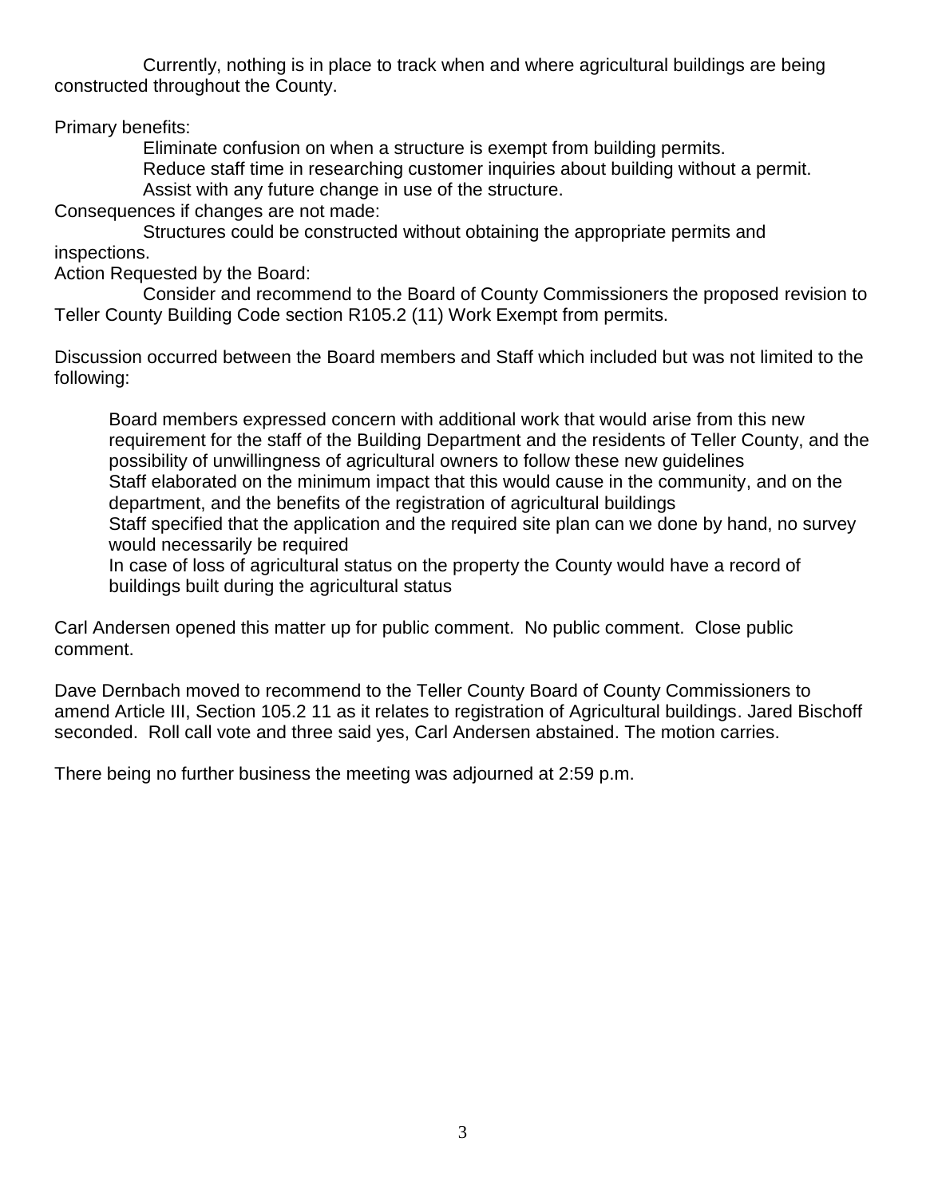Currently, nothing is in place to track when and where agricultural buildings are being constructed throughout the County.

Primary benefits:

Eliminate confusion on when a structure is exempt from building permits.
Reduce staff time in researching customer inquiries about building without a permit.
Assist with any future change in use of the structure.

Consequences if changes are not made:

Structures could be constructed without obtaining the appropriate permits and inspections.

Action Requested by the Board:

Consider and recommend to the Board of County Commissioners the proposed revision to Teller County Building Code section R105.2 (11) Work Exempt from permits.

Discussion occurred between the Board members and Staff which included but was not limited to the following:

Board members expressed concern with additional work that would arise from this new requirement for the staff of the Building Department and the residents of Teller County, and the possibility of unwillingness of agricultural owners to follow these new guidelines
Staff elaborated on the minimum impact that this would cause in the community, and on the department, and the benefits of the registration of agricultural buildings
Staff specified that the application and the required site plan can we done by hand, no survey would necessarily be required
In case of loss of agricultural status on the property the County would have a record of buildings built during the agricultural status

Carl Andersen opened this matter up for public comment. No public comment. Close public comment.

Dave Dernbach moved to recommend to the Teller County Board of County Commissioners to amend Article III, Section 105.2 11 as it relates to registration of Agricultural buildings. Jared Bischoff seconded. Roll call vote and three said yes, Carl Andersen abstained. The motion carries.

There being no further business the meeting was adjourned at 2:59 p.m.